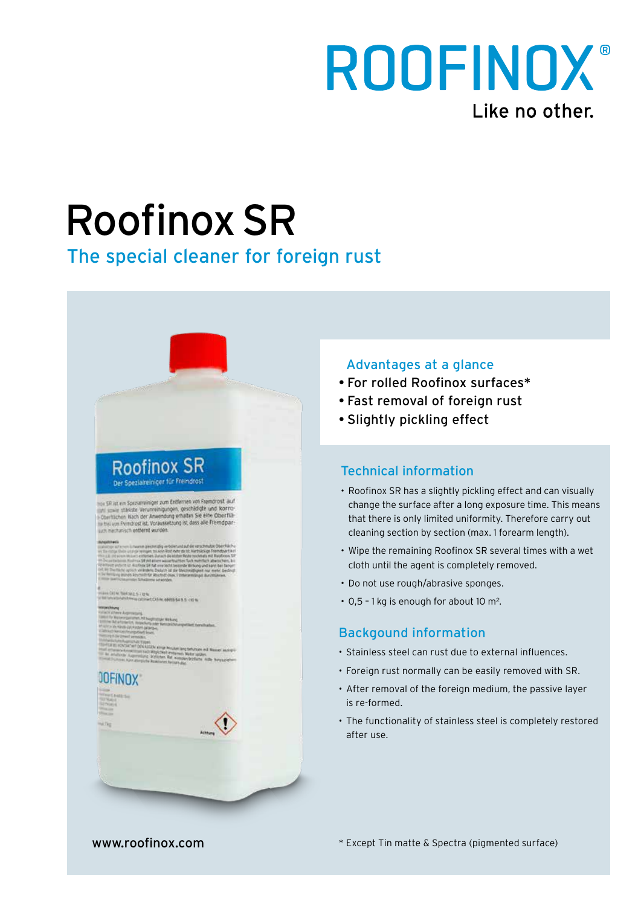ROOFINOX®

Like no other.

# Roofinox SR

## The special cleaner for foreign rust

### Advantages at a glance

- For rolled Roofinox surfaces*
- Fast removal of foreign rust
- Slightly pickling effect

### Technical information

- Roofinox SR has a slightly pickling effect and can visually change the surface after a long exposure time. This means that there is only limited uniformity. Therefore carry out cleaning section by section (max. 1 forearm length).
- Wipe the remaining Roofinox SR several times with a wet cloth until the agent is completely removed.
- Do not use rough/abrasive sponges.
- 0,5 – 1 kg is enough for about 10 m².

### Backgound information

- Stainless steel can rust due to external influences.
- Foreign rust normally can be easily removed with SR.
- After removal of the foreign medium, the passive layer is re-formed.
- The functionality of stainless steel is completely restored after use.

www.roofinox.com

\* Except Tin matte & Spectra (pigmented surface)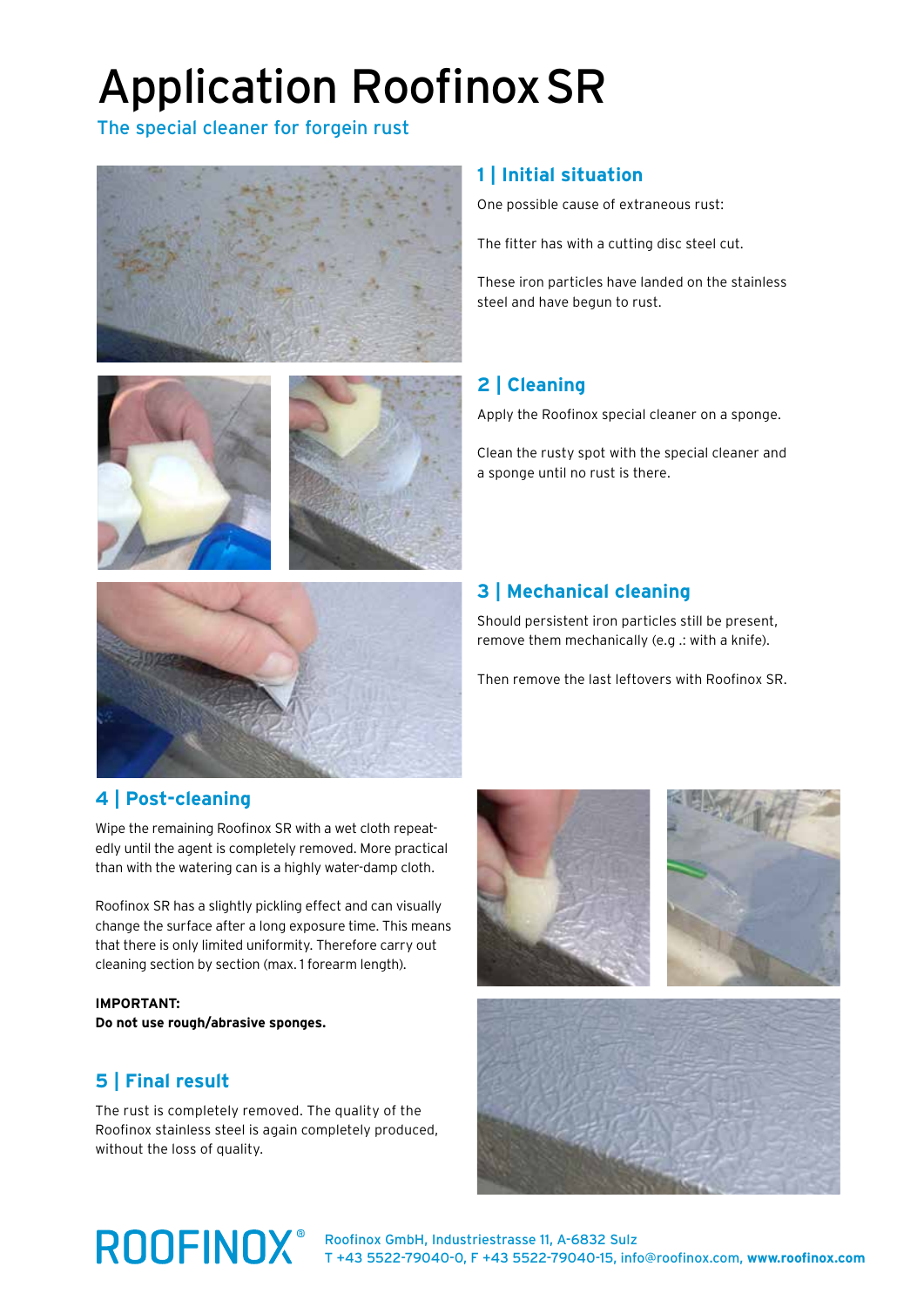# Application Roofinox SR

The special cleaner for forgein rust

## 1 | Initial situation

One possible cause of extraneous rust:

The fitter has with a cutting disc steel cut.

These iron particles have landed on the stainless steel and have begun to rust.

## 2 | Cleaning

Apply the Roofinox special cleaner on a sponge.

Clean the rusty spot with the special cleaner and a sponge until no rust is there.

## 3 | Mechanical cleaning

Should persistent iron particles still be present, remove them mechanically (e.g .: with a knife).

Then remove the last leftovers with Roofinox SR.

## 4 | Post-cleaning

Wipe the remaining Roofinox SR with a wet cloth repeatedly until the agent is completely removed. More practical than with the watering can is a highly water-damp cloth.

Roofinox SR has a slightly pickling effect and can visually change the surface after a long exposure time. This means that there is only limited uniformity. Therefore carry out cleaning section by section (max. 1 forearm length).

**IMPORTANT:**
**Do not use rough/abrasive sponges.**

## 5 | Final result

The rust is completely removed. The quality of the Roofinox stainless steel is again completely produced, without the loss of quality.

ROOFINOX®

Roofinox GmbH, Industriestrasse 11, A-6832 Sulz
T +43 5522-79040-0, F +43 5522-79040-15, info@roofinox.com, **www.roofinox.com**